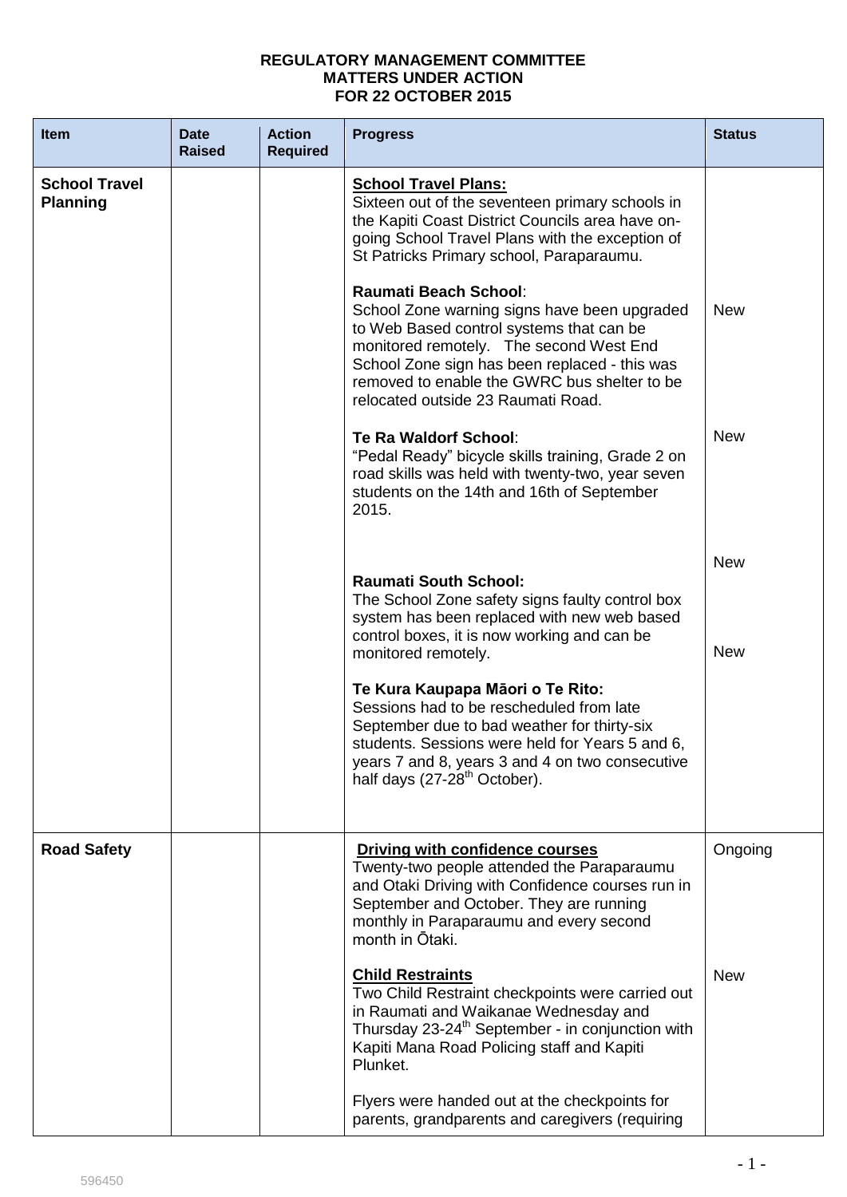**REGULATORY MANAGEMENT COMMITTEE**
**MATTERS UNDER ACTION**
**FOR 22 OCTOBER 2015**

| Item | Date Raised | Action Required | Progress | Status |
|---|---|---|---|---|
| **School Travel Planning** | | | **School Travel Plans:** Sixteen out of the seventeen primary schools in the Kapiti Coast District Councils area have on-going School Travel Plans with the exception of St Patricks Primary school, Paraparaumu. | |
| | | | **Raumati Beach School**: School Zone warning signs have been upgraded to Web Based control systems that can be monitored remotely. The second West End School Zone sign has been replaced - this was removed to enable the GWRC bus shelter to be relocated outside 23 Raumati Road. | New |
| | | | **Te Ra Waldorf School**: "Pedal Ready" bicycle skills training, Grade 2 on road skills was held with twenty-two, year seven students on the 14th and 16th of September 2015. | New |
| | | | **Raumati South School:** The School Zone safety signs faulty control box system has been replaced with new web based control boxes, it is now working and can be monitored remotely. | New |
| | | | **Te Kura Kaupapa Māori o Te Rito:** Sessions had to be rescheduled from late September due to bad weather for thirty-six students. Sessions were held for Years 5 and 6, years 7 and 8, years 3 and 4 on two consecutive half days (27-28th October). | New |
| **Road Safety** | | | **Driving with confidence courses** Twenty-two people attended the Paraparaumu and Otaki Driving with Confidence courses run in September and October. They are running monthly in Paraparaumu and every second month in Ōtaki. | Ongoing |
| | | | **Child Restraints** Two Child Restraint checkpoints were carried out in Raumati and Waikanae Wednesday and Thursday 23-24th September - in conjunction with Kapiti Mana Road Policing staff and Kapiti Plunket.<br><br>Flyers were handed out at the checkpoints for parents, grandparents and caregivers (requiring | New |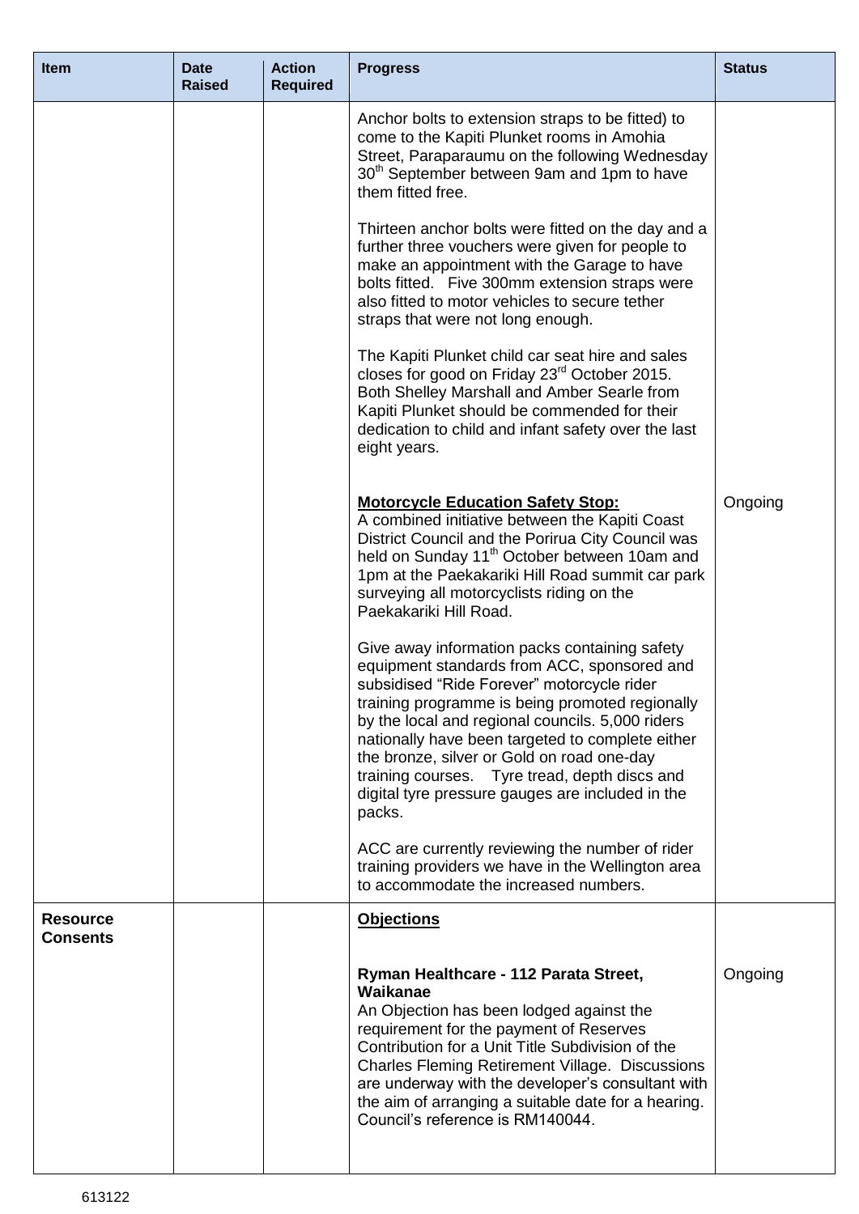| Item | Date Raised | Action Required | Progress | Status |
|---|---|---|---|---|
| | | | Anchor bolts to extension straps to be fitted) to come to the Kapiti Plunket rooms in Amohia Street, Paraparaumu on the following Wednesday 30th September between 9am and 1pm to have them fitted free.<br><br>Thirteen anchor bolts were fitted on the day and a further three vouchers were given for people to make an appointment with the Garage to have bolts fitted. Five 300mm extension straps were also fitted to motor vehicles to secure tether straps that were not long enough.<br><br>The Kapiti Plunket child car seat hire and sales closes for good on Friday 23rd October 2015. Both Shelley Marshall and Amber Searle from Kapiti Plunket should be commended for their dedication to child and infant safety over the last eight years. | |
| | | | **Motorcycle Education Safety Stop:**<br>A combined initiative between the Kapiti Coast District Council and the Porirua City Council was held on Sunday 11th October between 10am and 1pm at the Paekakariki Hill Road summit car park surveying all motorcyclists riding on the Paekakariki Hill Road.<br><br>Give away information packs containing safety equipment standards from ACC, sponsored and subsidised "Ride Forever" motorcycle rider training programme is being promoted regionally by the local and regional councils. 5,000 riders nationally have been targeted to complete either the bronze, silver or Gold on road one-day training courses. Tyre tread, depth discs and digital tyre pressure gauges are included in the packs.<br><br>ACC are currently reviewing the number of rider training providers we have in the Wellington area to accommodate the increased numbers. | Ongoing |
| **Resource Consents** | | | **Objections** | |
| | | | **Ryman Healthcare - 112 Parata Street, Waikanae**<br>An Objection has been lodged against the requirement for the payment of Reserves Contribution for a Unit Title Subdivision of the Charles Fleming Retirement Village. Discussions are underway with the developer's consultant with the aim of arranging a suitable date for a hearing. Council's reference is RM140044. | Ongoing |

613122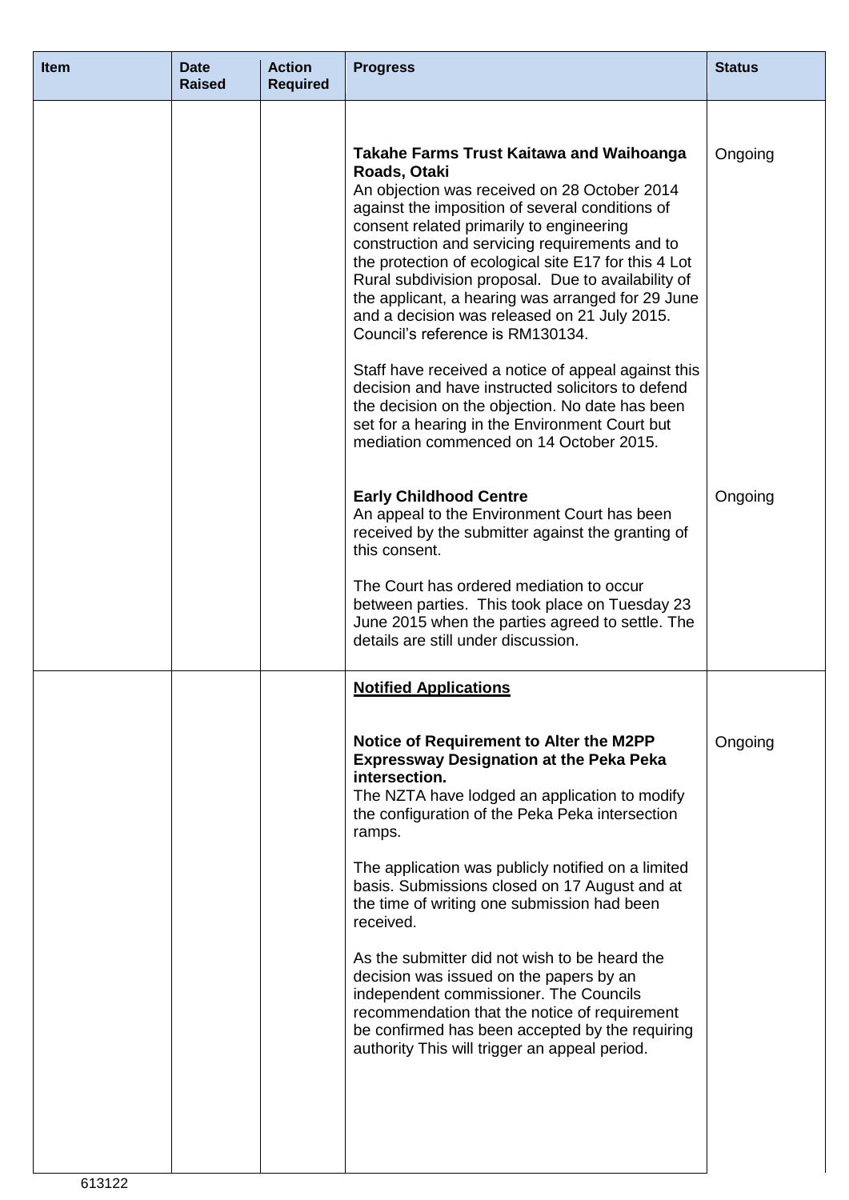| Item | Date Raised | Action Required | Progress | Status |
|---|---|---|---|---|
| | | | **Takahe Farms Trust Kaitawa and Waihoanga Roads, Otaki**<br>An objection was received on 28 October 2014 against the imposition of several conditions of consent related primarily to engineering construction and servicing requirements and to the protection of ecological site E17 for this 4 Lot Rural subdivision proposal. Due to availability of the applicant, a hearing was arranged for 29 June and a decision was released on 21 July 2015. Council's reference is RM130134.<br><br>Staff have received a notice of appeal against this decision and have instructed solicitors to defend the decision on the objection. No date has been set for a hearing in the Environment Court but mediation commenced on 14 October 2015. | Ongoing |
| | | | **Early Childhood Centre**<br>An appeal to the Environment Court has been received by the submitter against the granting of this consent.<br><br>The Court has ordered mediation to occur between parties. This took place on Tuesday 23 June 2015 when the parties agreed to settle. The details are still under discussion. | Ongoing |
| | | | **<u>Notified Applications</u>** | |
| | | | **Notice of Requirement to Alter the M2PP Expressway Designation at the Peka Peka intersection.**<br>The NZTA have lodged an application to modify the configuration of the Peka Peka intersection ramps.<br><br>The application was publicly notified on a limited basis. Submissions closed on 17 August and at the time of writing one submission had been received.<br><br>As the submitter did not wish to be heard the decision was issued on the papers by an independent commissioner. The Councils recommendation that the notice of requirement be confirmed has been accepted by the requiring authority This will trigger an appeal period. | Ongoing |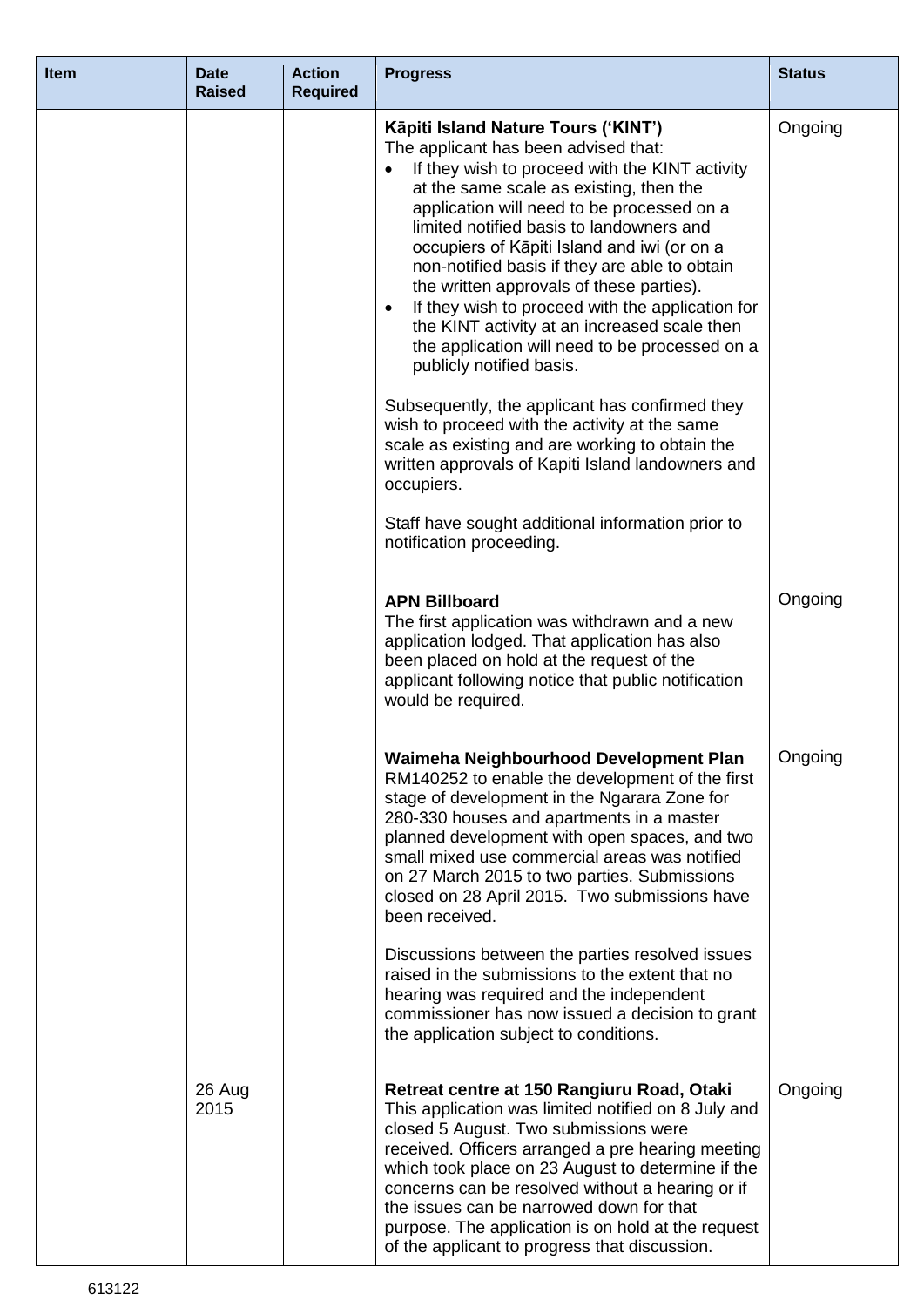| Item | Date Raised | Action Required | Progress | Status |
|---|---|---|---|---|
| | | | **Kāpiti Island Nature Tours ('KINT')**<br>The applicant has been advised that:<br>• If they wish to proceed with the KINT activity at the same scale as existing, then the application will need to be processed on a limited notified basis to landowners and occupiers of Kāpiti Island and iwi (or on a non-notified basis if they are able to obtain the written approvals of these parties).<br>• If they wish to proceed with the application for the KINT activity at an increased scale then the application will need to be processed on a publicly notified basis.<br><br>Subsequently, the applicant has confirmed they wish to proceed with the activity at the same scale as existing and are working to obtain the written approvals of Kapiti Island landowners and occupiers.<br><br>Staff have sought additional information prior to notification proceeding. | Ongoing |
| | | | **APN Billboard**<br>The first application was withdrawn and a new application lodged. That application has also been placed on hold at the request of the applicant following notice that public notification would be required. | Ongoing |
| | | | **Waimeha Neighbourhood Development Plan**<br>RM140252 to enable the development of the first stage of development in the Ngarara Zone for 280-330 houses and apartments in a master planned development with open spaces, and two small mixed use commercial areas was notified on 27 March 2015 to two parties. Submissions closed on 28 April 2015. Two submissions have been received.<br><br>Discussions between the parties resolved issues raised in the submissions to the extent that no hearing was required and the independent commissioner has now issued a decision to grant the application subject to conditions. | Ongoing |
| | 26 Aug 2015 | | **Retreat centre at 150 Rangiuru Road, Otaki**<br>This application was limited notified on 8 July and closed 5 August. Two submissions were received. Officers arranged a pre hearing meeting which took place on 23 August to determine if the concerns can be resolved without a hearing or if the issues can be narrowed down for that purpose. The application is on hold at the request of the applicant to progress that discussion. | Ongoing |

613122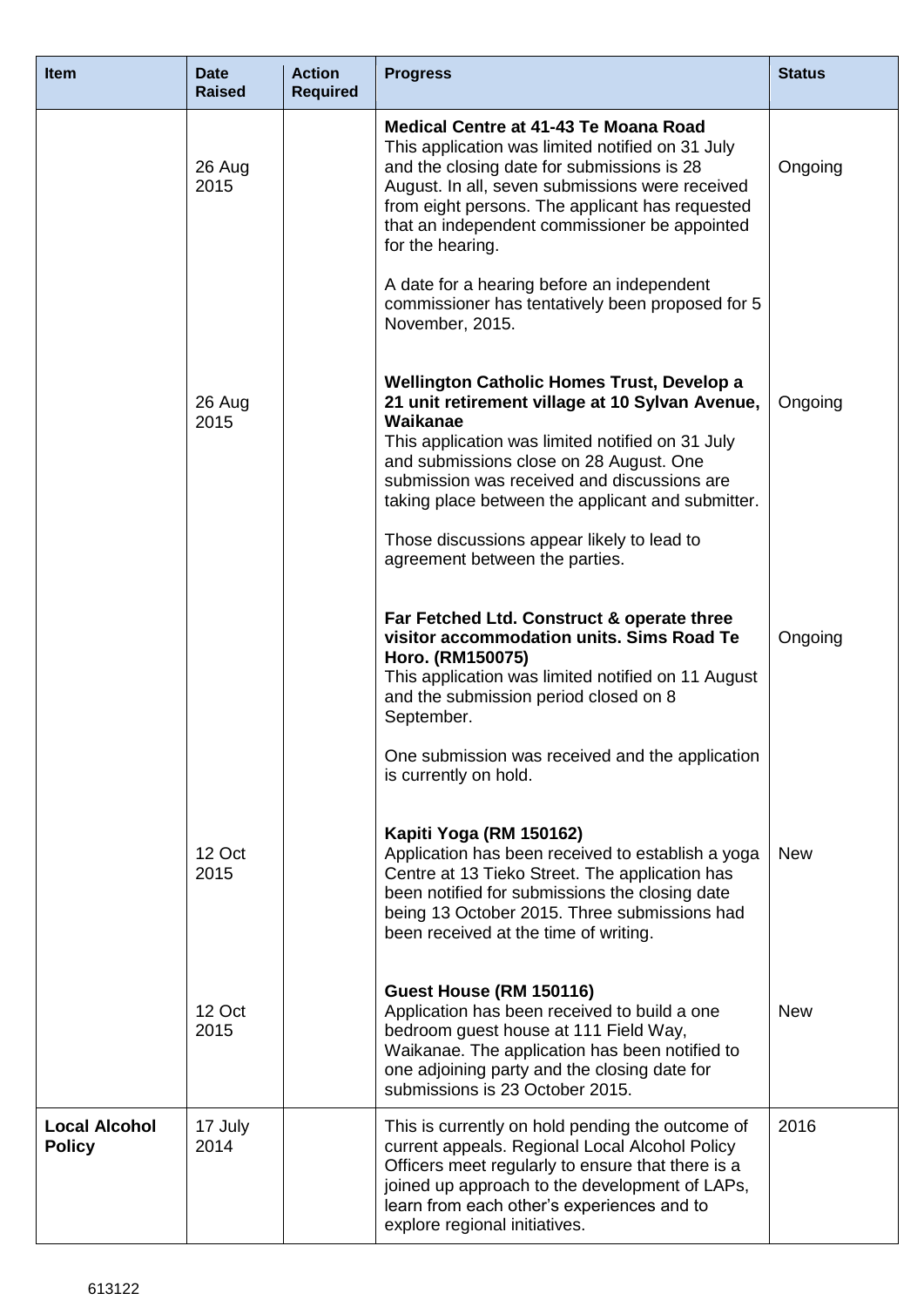| Item | Date Raised | Action Required | Progress | Status |
| --- | --- | --- | --- | --- |
| | 26 Aug 2015 | | **Medical Centre at 41-43 Te Moana Road** This application was limited notified on 31 July and the closing date for submissions is 28 August. In all, seven submissions were received from eight persons. The applicant has requested that an independent commissioner be appointed for the hearing. A date for a hearing before an independent commissioner has tentatively been proposed for 5 November, 2015. | Ongoing |
| | 26 Aug 2015 | | **Wellington Catholic Homes Trust, Develop a 21 unit retirement village at 10 Sylvan Avenue, Waikanae** This application was limited notified on 31 July and submissions close on 28 August. One submission was received and discussions are taking place between the applicant and submitter. Those discussions appear likely to lead to agreement between the parties. | Ongoing |
| | | | **Far Fetched Ltd. Construct & operate three visitor accommodation units. Sims Road Te Horo. (RM150075)** This application was limited notified on 11 August and the submission period closed on 8 September. One submission was received and the application is currently on hold. | Ongoing |
| | 12 Oct 2015 | | **Kapiti Yoga (RM 150162)** Application has been received to establish a yoga Centre at 13 Tieko Street. The application has been notified for submissions the closing date being 13 October 2015. Three submissions had been received at the time of writing. | New |
| | 12 Oct 2015 | | **Guest House (RM 150116)** Application has been received to build a one bedroom guest house at 111 Field Way, Waikanae. The application has been notified to one adjoining party and the closing date for submissions is 23 October 2015. | New |
| **Local Alcohol Policy** | 17 July 2014 | | This is currently on hold pending the outcome of current appeals. Regional Local Alcohol Policy Officers meet regularly to ensure that there is a joined up approach to the development of LAPs, learn from each other's experiences and to explore regional initiatives. | 2016 |

613122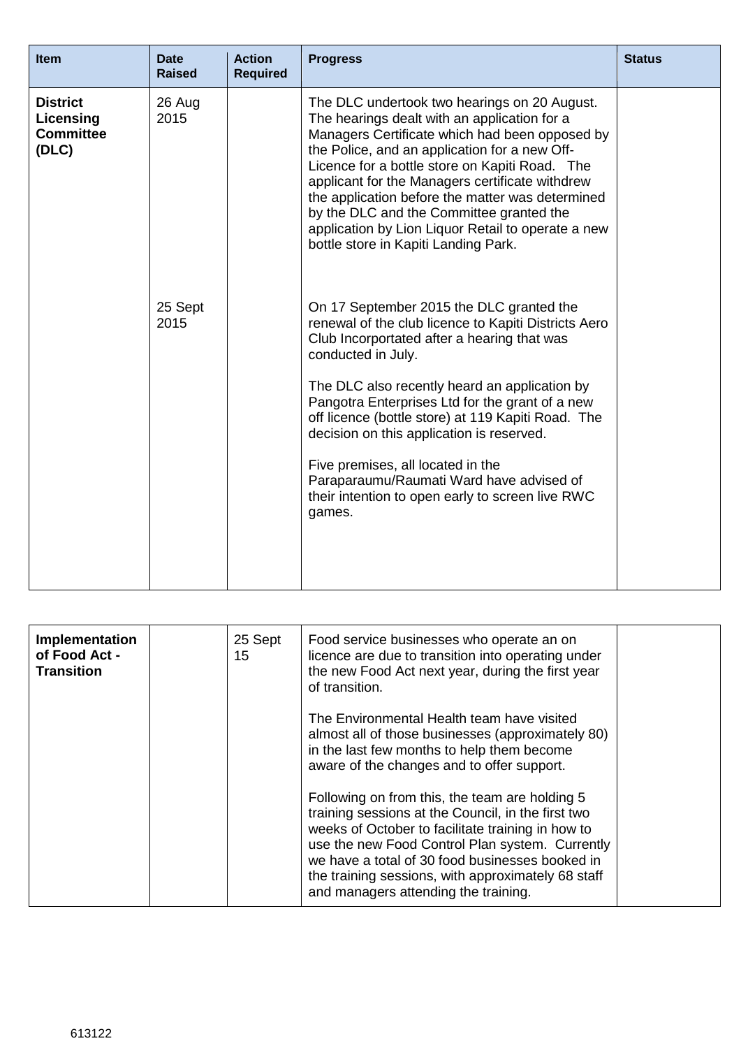| Item | Date Raised | Action Required | Progress | Status |
|---|---|---|---|---|
| **District Licensing Committee (DLC)** | 26 Aug 2015 | | The DLC undertook two hearings on 20 August. The hearings dealt with an application for a Managers Certificate which had been opposed by the Police, and an application for a new Off-Licence for a bottle store on Kapiti Road. The applicant for the Managers certificate withdrew the application before the matter was determined by the DLC and the Committee granted the application by Lion Liquor Retail to operate a new bottle store in Kapiti Landing Park. | |
| | 25 Sept 2015 | | On 17 September 2015 the DLC granted the renewal of the club licence to Kapiti Districts Aero Club Incorportated after a hearing that was conducted in July.<br><br>The DLC also recently heard an application by Pangotra Enterprises Ltd for the grant of a new off licence (bottle store) at 119 Kapiti Road. The decision on this application is reserved.<br><br>Five premises, all located in the Paraparaumu/Raumati Ward have advised of their intention to open early to screen live RWC games. | |
| **Implementation of Food Act - Transition** | | 25 Sept 15 | Food service businesses who operate an on licence are due to transition into operating under the new Food Act next year, during the first year of transition.<br><br>The Environmental Health team have visited almost all of those businesses (approximately 80) in the last few months to help them become aware of the changes and to offer support.<br><br>Following on from this, the team are holding 5 training sessions at the Council, in the first two weeks of October to facilitate training in how to use the new Food Control Plan system. Currently we have a total of 30 food businesses booked in the training sessions, with approximately 68 staff and managers attending the training. | |